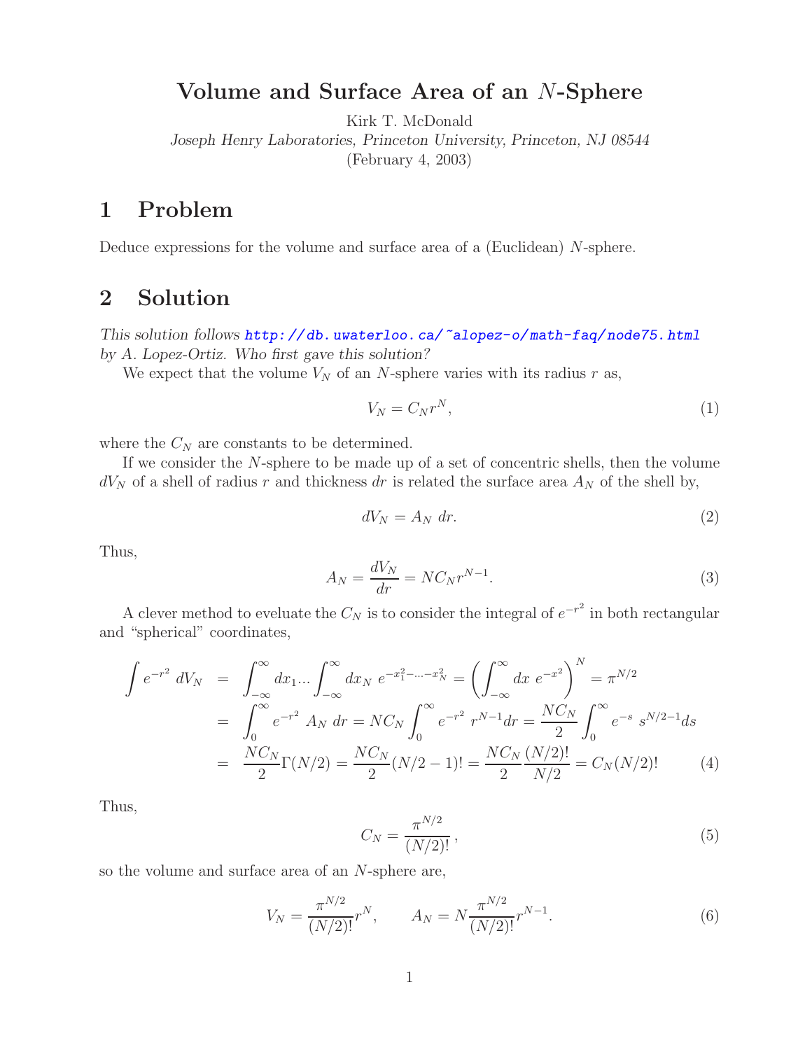# Volume and Surface Area of an $N$-Sphere

Kirk T. McDonald

*Joseph Henry Laboratories, Princeton University, Princeton, NJ 08544*

(February 4, 2003)

## 1 Problem

Deduce expressions for the volume and surface area of a (Euclidean) $N$-sphere.

## 2 Solution

*This solution follows* http://db.uwaterloo.ca/~alopez-o/math-faq/node75.html *by A. Lopez-Ortiz. Who first gave this solution?*

We expect that the volume $V_N$ of an $N$-sphere varies with its radius $r$ as,

$$V_N = C_N r^N, \tag{1}$$

where the $C_N$ are constants to be determined.

If we consider the $N$-sphere to be made up of a set of concentric shells, then the volume $dV_N$ of a shell of radius $r$ and thickness $dr$ is related the surface area $A_N$ of the shell by,

$$dV_N = A_N \; dr. \tag{2}$$

Thus,

$$A_N = \frac{dV_N}{dr} = N C_N r^{N-1}. \tag{3}$$

A clever method to eveluate the $C_N$ is to consider the integral of $e^{-r^2}$ in both rectangular and "spherical" coordinates,

$$\begin{aligned}
\int e^{-r^2} \, dV_N &= \int_{-\infty}^{\infty} dx_1 ... \int_{-\infty}^{\infty} dx_N \; e^{-x_1^2 - ... - x_N^2} = \left( \int_{-\infty}^{\infty} dx \; e^{-x^2} \right)^N = \pi^{N/2} \\
&= \int_0^{\infty} e^{-r^2} \; A_N \; dr = N C_N \int_0^{\infty} e^{-r^2} \; r^{N-1} dr = \frac{N C_N}{2} \int_0^{\infty} e^{-s} \; s^{N/2-1} ds \\
&= \frac{N C_N}{2} \Gamma(N/2) = \frac{N C_N}{2} (N/2 - 1)! = \frac{N C_N}{2} \frac{(N/2)!}{N/2} = C_N (N/2)!
\end{aligned} \tag{4}$$

Thus,

$$C_N = \frac{\pi^{N/2}}{(N/2)!}, \tag{5}$$

so the volume and surface area of an $N$-sphere are,

$$V_N = \frac{\pi^{N/2}}{(N/2)!} r^N, \qquad A_N = N \frac{\pi^{N/2}}{(N/2)!} r^{N-1}. \tag{6}$$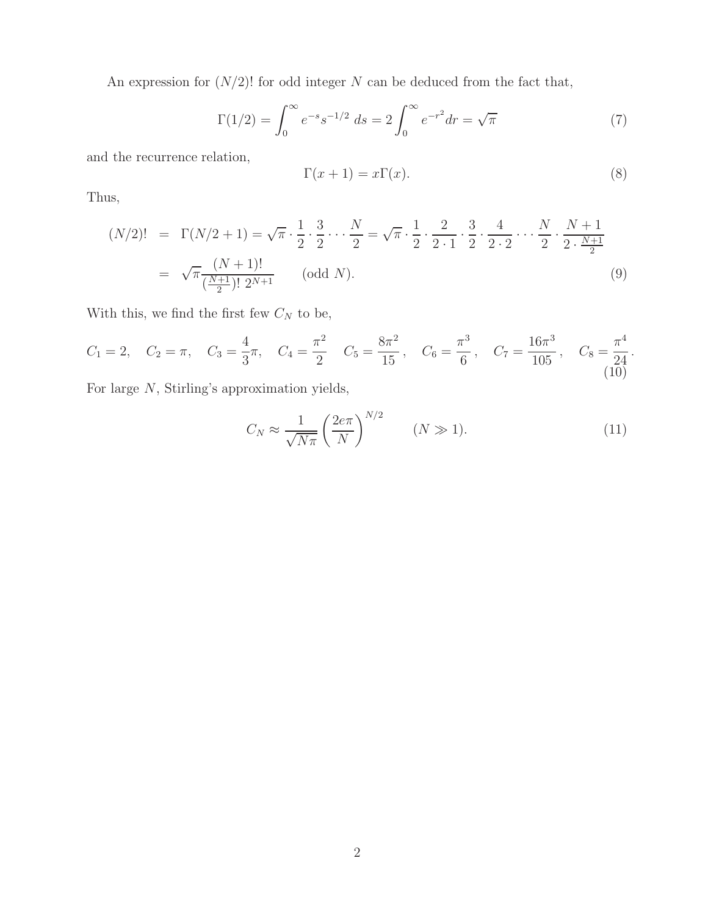An expression for $(N/2)!$ for odd integer $N$ can be deduced from the fact that,

$$\Gamma(1/2) = \int_0^\infty e^{-s} s^{-1/2}\, ds = 2\int_0^\infty e^{-r^2} dr = \sqrt{\pi} \tag{7}$$

and the recurrence relation,

$$\Gamma(x+1) = x\Gamma(x). \tag{8}$$

Thus,

$$\begin{aligned}
(N/2)! &= \Gamma(N/2+1) = \sqrt{\pi}\cdot\frac{1}{2}\cdot\frac{3}{2}\cdots\frac{N}{2} = \sqrt{\pi}\cdot\frac{1}{2}\cdot\frac{2}{2\cdot 1}\cdot\frac{3}{2}\cdot\frac{4}{2\cdot 2}\cdots\frac{N}{2}\cdot\frac{N+1}{2\cdot\frac{N+1}{2}} \\
&= \sqrt{\pi}\frac{(N+1)!}{(\frac{N+1}{2})!\ 2^{N+1}} \qquad (\text{odd } N).
\end{aligned} \tag{9}$$

With this, we find the first few $C_N$ to be,

$$C_1 = 2, \quad C_2 = \pi, \quad C_3 = \frac{4}{3}\pi, \quad C_4 = \frac{\pi^2}{2} \quad C_5 = \frac{8\pi^2}{15}, \quad C_6 = \frac{\pi^3}{6}, \quad C_7 = \frac{16\pi^3}{105}, \quad C_8 = \frac{\pi^4}{24}. \tag{10}$$

For large $N$, Stirling's approximation yields,

$$C_N \approx \frac{1}{\sqrt{N\pi}}\left(\frac{2e\pi}{N}\right)^{N/2} \qquad (N \gg 1). \tag{11}$$